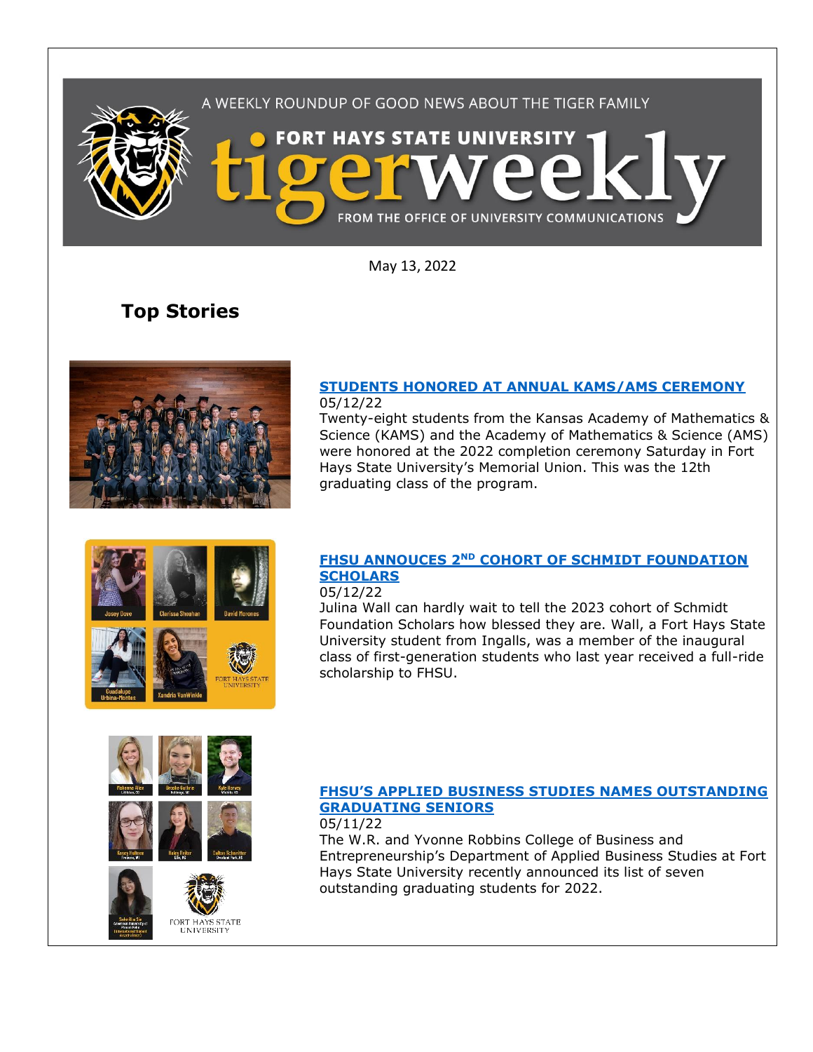A WEEKLY ROUNDUP OF GOOD NEWS ABOUT THE TIGER FAMILY

# FORT HAYS STATE UNIVERSITY tigerweekly

FROM THE OFFICE OF UNIVERSITY COMMUNICATIONS

May 13, 2022

## Top Stories

### STUDENTS HONORED AT ANNUAL KAMS/AMS CEREMONY

05/12/22

Twenty-eight students from the Kansas Academy of Mathematics & Science (KAMS) and the Academy of Mathematics & Science (AMS) were honored at the 2022 completion ceremony Saturday in Fort Hays State University's Memorial Union. This was the 12th graduating class of the program.

### FHSU ANNOUCES 2ND COHORT OF SCHMIDT FOUNDATION SCHOLARS

05/12/22

Julina Wall can hardly wait to tell the 2023 cohort of Schmidt Foundation Scholars how blessed they are. Wall, a Fort Hays State University student from Ingalls, was a member of the inaugural class of first-generation students who last year received a full-ride scholarship to FHSU.

### FHSU'S APPLIED BUSINESS STUDIES NAMES OUTSTANDING GRADUATING SENIORS

05/11/22

The W.R. and Yvonne Robbins College of Business and Entrepreneurship's Department of Applied Business Studies at Fort Hays State University recently announced its list of seven outstanding graduating students for 2022.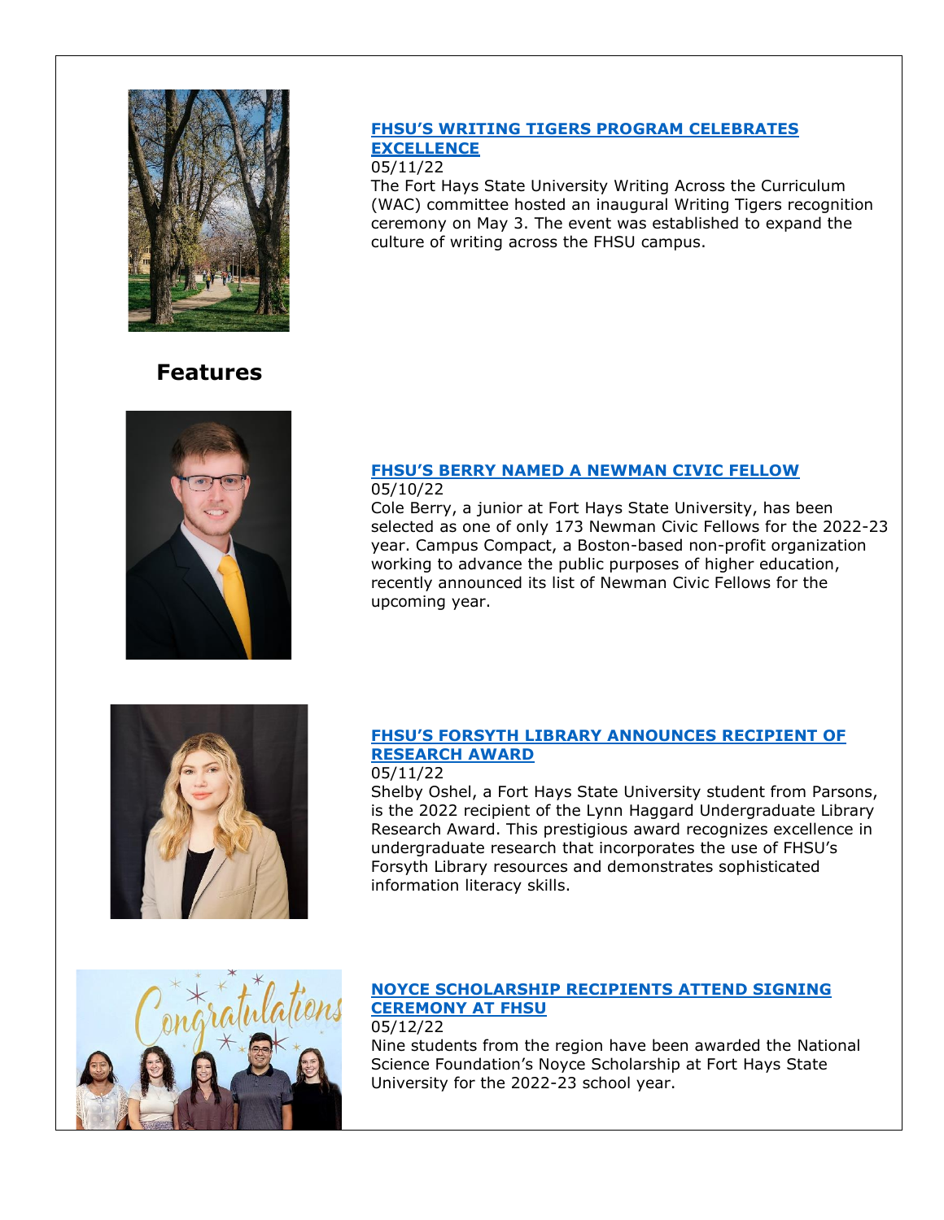**[FHSU'S WRITING TIGERS PROGRAM CELEBRATES EXCELLENCE](#)**

05/11/22

The Fort Hays State University Writing Across the Curriculum (WAC) committee hosted an inaugural Writing Tigers recognition ceremony on May 3. The event was established to expand the culture of writing across the FHSU campus.

## Features

**[FHSU'S BERRY NAMED A NEWMAN CIVIC FELLOW](#)**

05/10/22

Cole Berry, a junior at Fort Hays State University, has been selected as one of only 173 Newman Civic Fellows for the 2022-23 year. Campus Compact, a Boston-based non-profit organization working to advance the public purposes of higher education, recently announced its list of Newman Civic Fellows for the upcoming year.

**[FHSU'S FORSYTH LIBRARY ANNOUNCES RECIPIENT OF RESEARCH AWARD](#)**

05/11/22

Shelby Oshel, a Fort Hays State University student from Parsons, is the 2022 recipient of the Lynn Haggard Undergraduate Library Research Award. This prestigious award recognizes excellence in undergraduate research that incorporates the use of FHSU's Forsyth Library resources and demonstrates sophisticated information literacy skills.

**[NOYCE SCHOLARSHIP RECIPIENTS ATTEND SIGNING CEREMONY AT FHSU](#)**

05/12/22

Nine students from the region have been awarded the National Science Foundation's Noyce Scholarship at Fort Hays State University for the 2022-23 school year.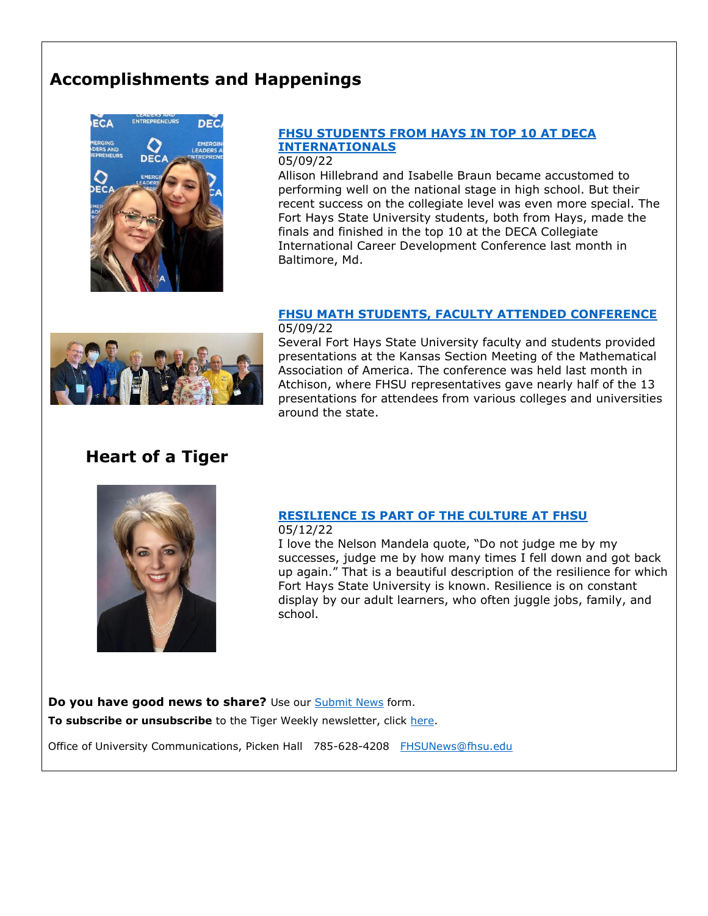## Accomplishments and Happenings

### FHSU STUDENTS FROM HAYS IN TOP 10 AT DECA INTERNATIONALS

05/09/22

Allison Hillebrand and Isabelle Braun became accustomed to performing well on the national stage in high school. But their recent success on the collegiate level was even more special. The Fort Hays State University students, both from Hays, made the finals and finished in the top 10 at the DECA Collegiate International Career Development Conference last month in Baltimore, Md.

### FHSU MATH STUDENTS, FACULTY ATTENDED CONFERENCE

05/09/22

Several Fort Hays State University faculty and students provided presentations at the Kansas Section Meeting of the Mathematical Association of America. The conference was held last month in Atchison, where FHSU representatives gave nearly half of the 13 presentations for attendees from various colleges and universities around the state.

## Heart of a Tiger

### RESILIENCE IS PART OF THE CULTURE AT FHSU

05/12/22

I love the Nelson Mandela quote, “Do not judge me by my successes, judge me by how many times I fell down and got back up again.” That is a beautiful description of the resilience for which Fort Hays State University is known. Resilience is on constant display by our adult learners, who often juggle jobs, family, and school.

**Do you have good news to share?** Use our Submit News form.

**To subscribe or unsubscribe** to the Tiger Weekly newsletter, click here.

Office of University Communications, Picken Hall 785-628-4208 FHSUNews@fhsu.edu